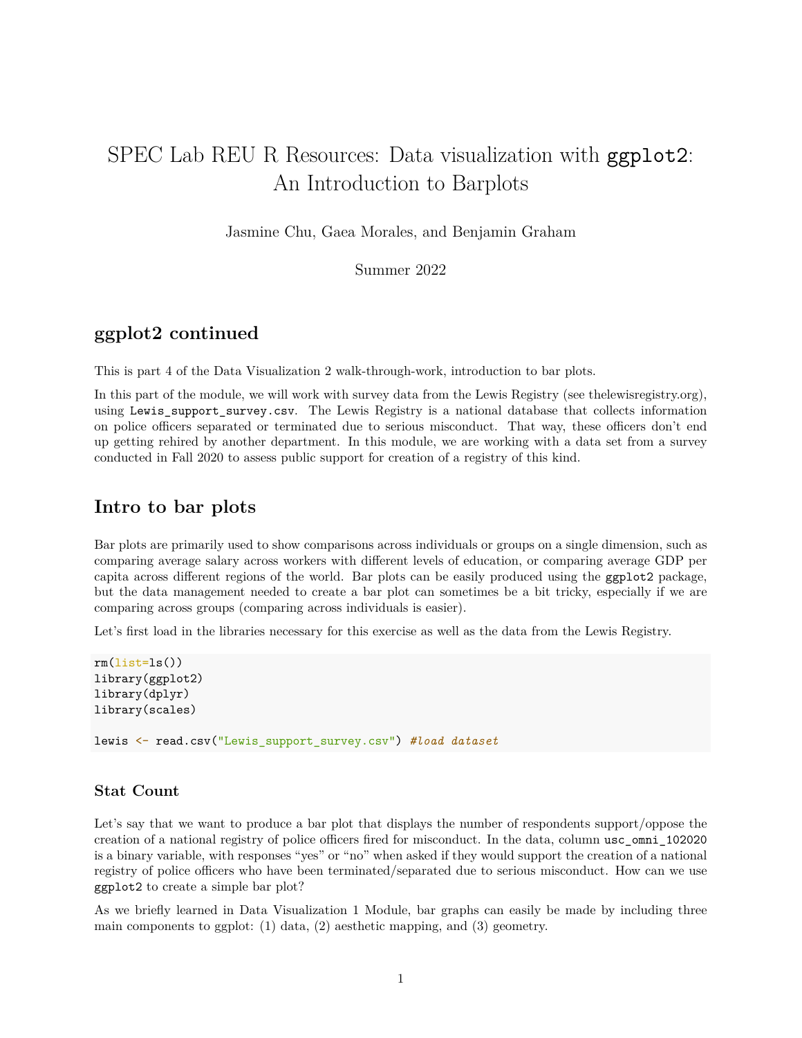# SPEC Lab REU R Resources: Data visualization with `ggplot2`: An Introduction to Barplots

Jasmine Chu, Gaea Morales, and Benjamin Graham

Summer 2022

## ggplot2 continued

This is part 4 of the Data Visualization 2 walk-through-work, introduction to bar plots.

In this part of the module, we will work with survey data from the Lewis Registry (see thelewisregistry.org), using `Lewis_support_survey.csv`. The Lewis Registry is a national database that collects information on police officers separated or terminated due to serious misconduct. That way, these officers don't end up getting rehired by another department. In this module, we are working with a data set from a survey conducted in Fall 2020 to assess public support for creation of a registry of this kind.

## Intro to bar plots

Bar plots are primarily used to show comparisons across individuals or groups on a single dimension, such as comparing average salary across workers with different levels of education, or comparing average GDP per capita across different regions of the world. Bar plots can be easily produced using the `ggplot2` package, but the data management needed to create a bar plot can sometimes be a bit tricky, especially if we are comparing across groups (comparing across individuals is easier).

Let's first load in the libraries necessary for this exercise as well as the data from the Lewis Registry.

```
rm(list=ls())
library(ggplot2)
library(dplyr)
library(scales)

lewis <- read.csv("Lewis_support_survey.csv") #load dataset
```

### Stat Count

Let's say that we want to produce a bar plot that displays the number of respondents support/oppose the creation of a national registry of police officers fired for misconduct. In the data, column `usc_omni_102020` is a binary variable, with responses "yes" or "no" when asked if they would support the creation of a national registry of police officers who have been terminated/separated due to serious misconduct. How can we use `ggplot2` to create a simple bar plot?

As we briefly learned in Data Visualization 1 Module, bar graphs can easily be made by including three main components to ggplot: (1) data, (2) aesthetic mapping, and (3) geometry.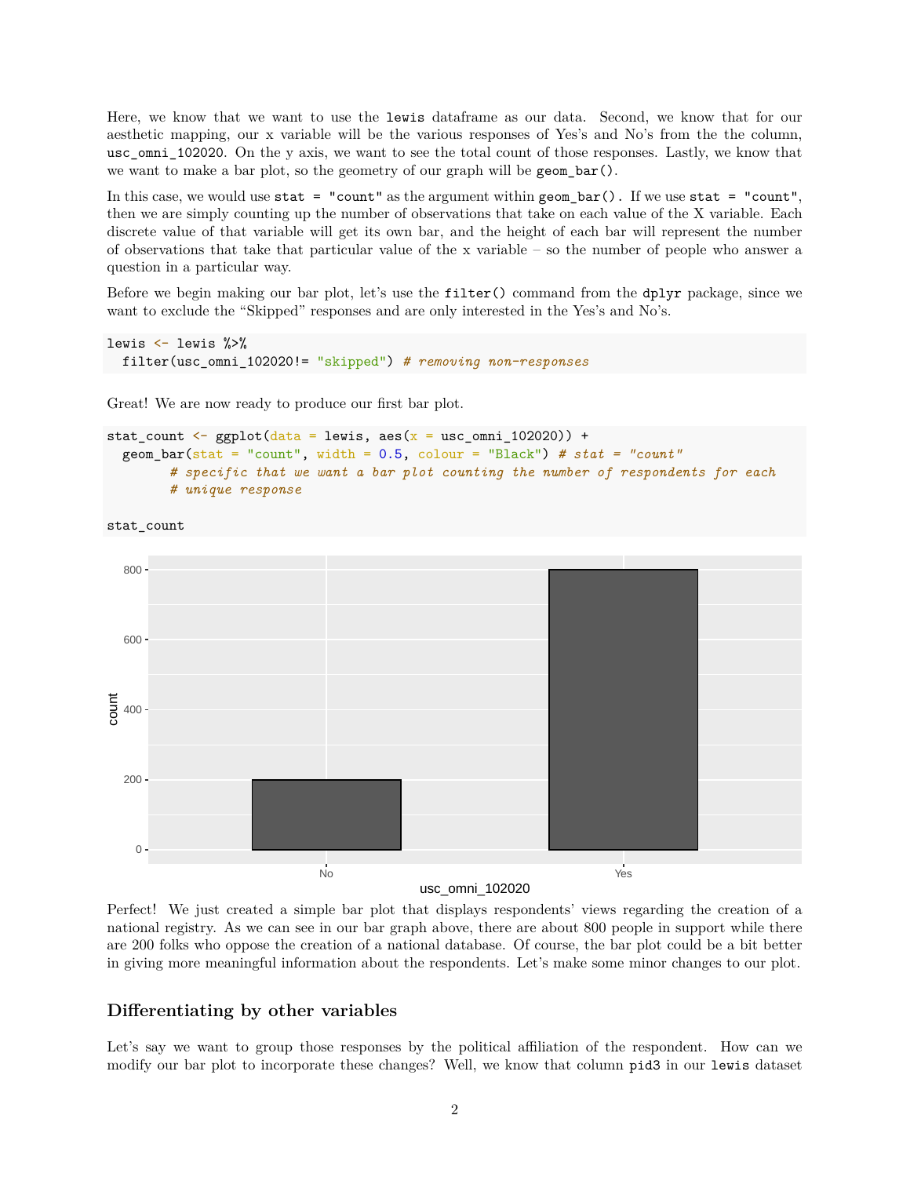Here, we know that we want to use the `lewis` dataframe as our data. Second, we know that for our aesthetic mapping, our x variable will be the various responses of Yes's and No's from the the column, `usc_omni_102020`. On the y axis, we want to see the total count of those responses. Lastly, we know that we want to make a bar plot, so the geometry of our graph will be `geom_bar()`.

In this case, we would use `stat = "count"` as the argument within `geom_bar()`. If we use `stat = "count"`, then we are simply counting up the number of observations that take on each value of the X variable. Each discrete value of that variable will get its own bar, and the height of each bar will represent the number of observations that take that particular value of the x variable – so the number of people who answer a question in a particular way.

Before we begin making our bar plot, let's use the `filter()` command from the `dplyr` package, since we want to exclude the "Skipped" responses and are only interested in the Yes's and No's.

```
lewis <- lewis %>%
  filter(usc_omni_102020!= "skipped") # removing non-responses
```

Great! We are now ready to produce our first bar plot.

```
stat_count <- ggplot(data = lewis, aes(x = usc_omni_102020)) +
  geom_bar(stat = "count", width = 0.5, colour = "Black") # stat = "count"
        # specific that we want a bar plot counting the number of respondents for each
        # unique response

stat_count
```

Perfect! We just created a simple bar plot that displays respondents' views regarding the creation of a national registry. As we can see in our bar graph above, there are about 800 people in support while there are 200 folks who oppose the creation of a national database. Of course, the bar plot could be a bit better in giving more meaningful information about the respondents. Let's make some minor changes to our plot.

## Differentiating by other variables

Let's say we want to group those responses by the political affiliation of the respondent. How can we modify our bar plot to incorporate these changes? Well, we know that column `pid3` in our `lewis` dataset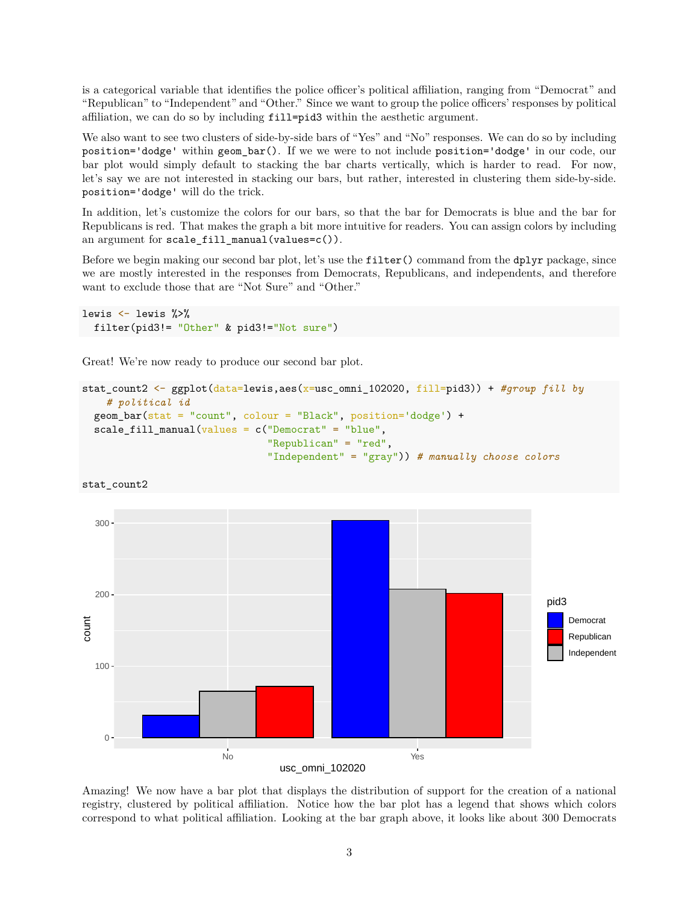is a categorical variable that identifies the police officer's political affiliation, ranging from "Democrat" and "Republican" to "Independent" and "Other." Since we want to group the police officers' responses by political affiliation, we can do so by including `fill=pid3` within the aesthetic argument.

We also want to see two clusters of side-by-side bars of "Yes" and "No" responses. We can do so by including `position='dodge'` within `geom_bar()`. If we we were to not include `position='dodge'` in our code, our bar plot would simply default to stacking the bar charts vertically, which is harder to read. For now, let's say we are not interested in stacking our bars, but rather, interested in clustering them side-by-side. `position='dodge'` will do the trick.

In addition, let's customize the colors for our bars, so that the bar for Democrats is blue and the bar for Republicans is red. That makes the graph a bit more intuitive for readers. You can assign colors by including an argument for `scale_fill_manual(values=c())`.

Before we begin making our second bar plot, let's use the `filter()` command from the `dplyr` package, since we are mostly interested in the responses from Democrats, Republicans, and independents, and therefore want to exclude those that are "Not Sure" and "Other."

```
lewis <- lewis %>%
  filter(pid3!= "Other" & pid3!="Not sure")
```

Great! We're now ready to produce our second bar plot.

```
stat_count2 <- ggplot(data=lewis,aes(x=usc_omni_102020, fill=pid3)) + #group fill by
    # political id
  geom_bar(stat = "count", colour = "Black", position='dodge') +
  scale_fill_manual(values = c("Democrat" = "blue",
                               "Republican" = "red",
                               "Independent" = "gray")) # manually choose colors

stat_count2
```

Amazing! We now have a bar plot that displays the distribution of support for the creation of a national registry, clustered by political affiliation. Notice how the bar plot has a legend that shows which colors correspond to what political affiliation. Looking at the bar graph above, it looks like about 300 Democrats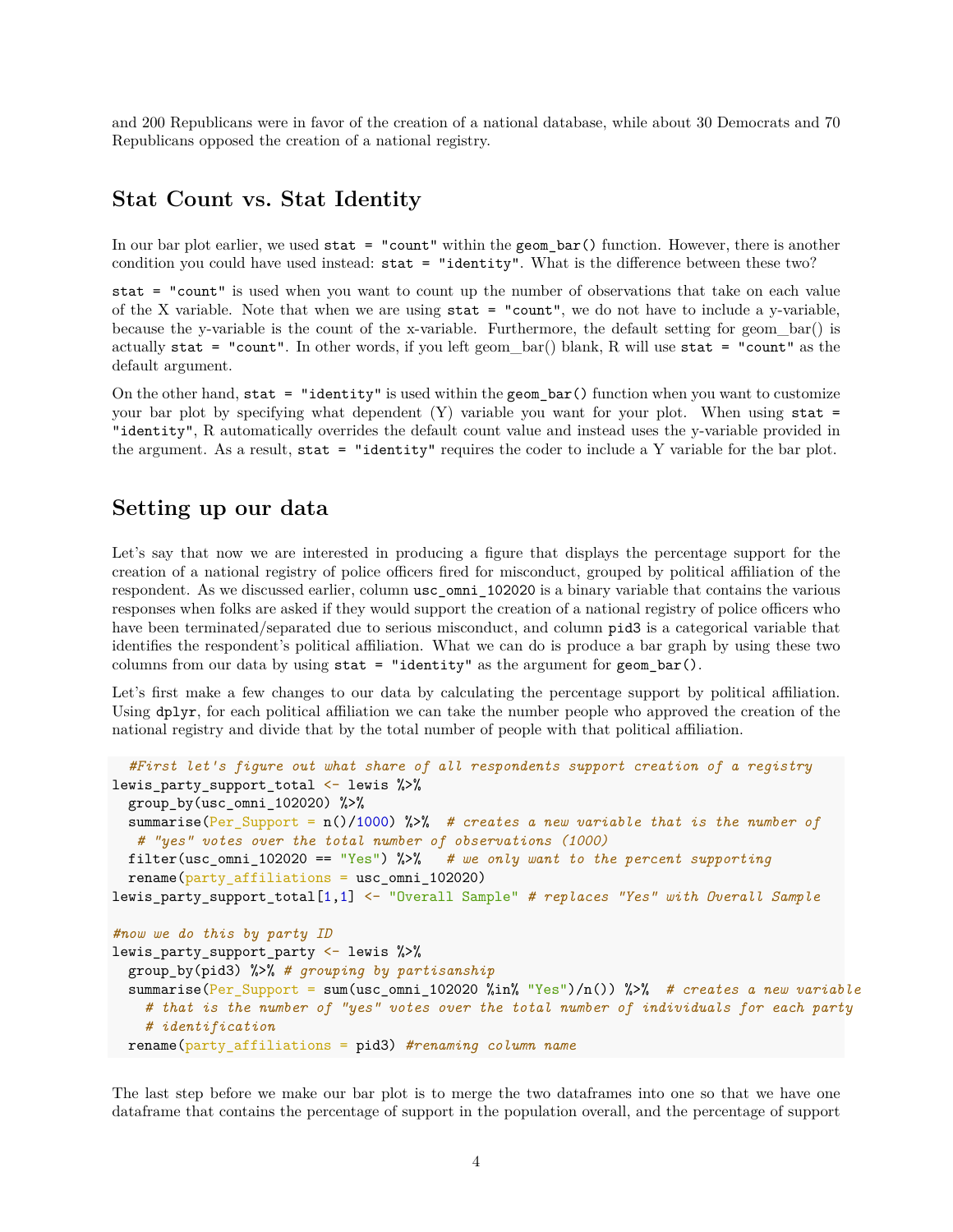and 200 Republicans were in favor of the creation of a national database, while about 30 Democrats and 70 Republicans opposed the creation of a national registry.

## Stat Count vs. Stat Identity

In our bar plot earlier, we used `stat = "count"` within the `geom_bar()` function. However, there is another condition you could have used instead: `stat = "identity"`. What is the difference between these two?

`stat = "count"` is used when you want to count up the number of observations that take on each value of the X variable. Note that when we are using `stat = "count"`, we do not have to include a y-variable, because the y-variable is the count of the x-variable. Furthermore, the default setting for geom_bar() is actually `stat = "count"`. In other words, if you left geom_bar() blank, R will use `stat = "count"` as the default argument.

On the other hand, `stat = "identity"` is used within the `geom_bar()` function when you want to customize your bar plot by specifying what dependent (Y) variable you want for your plot. When using `stat = "identity"`, R automatically overrides the default count value and instead uses the y-variable provided in the argument. As a result, `stat = "identity"` requires the coder to include a Y variable for the bar plot.

## Setting up our data

Let's say that now we are interested in producing a figure that displays the percentage support for the creation of a national registry of police officers fired for misconduct, grouped by political affiliation of the respondent. As we discussed earlier, column `usc_omni_102020` is a binary variable that contains the various responses when folks are asked if they would support the creation of a national registry of police officers who have been terminated/separated due to serious misconduct, and column `pid3` is a categorical variable that identifies the respondent's political affiliation. What we can do is produce a bar graph by using these two columns from our data by using `stat = "identity"` as the argument for `geom_bar()`.

Let's first make a few changes to our data by calculating the percentage support by political affiliation. Using `dplyr`, for each political affiliation we can take the number people who approved the creation of the national registry and divide that by the total number of people with that political affiliation.

```
  #First let's figure out what share of all respondents support creation of a registry
lewis_party_support_total <- lewis %>%
  group_by(usc_omni_102020) %>%
  summarise(Per_Support = n()/1000) %>%  # creates a new variable that is the number of
   # "yes" votes over the total number of observations (1000)
  filter(usc_omni_102020 == "Yes") %>%   # we only want to the percent supporting
  rename(party_affiliations = usc_omni_102020)
lewis_party_support_total[1,1] <- "Overall Sample" # replaces "Yes" with Overall Sample

#now we do this by party ID
lewis_party_support_party <- lewis %>%
  group_by(pid3) %>% # grouping by partisanship
  summarise(Per_Support = sum(usc_omni_102020 %in% "Yes")/n()) %>%  # creates a new variable
    # that is the number of "yes" votes over the total number of individuals for each party
    # identification
  rename(party_affiliations = pid3) #renaming column name
```

The last step before we make our bar plot is to merge the two dataframes into one so that we have one dataframe that contains the percentage of support in the population overall, and the percentage of support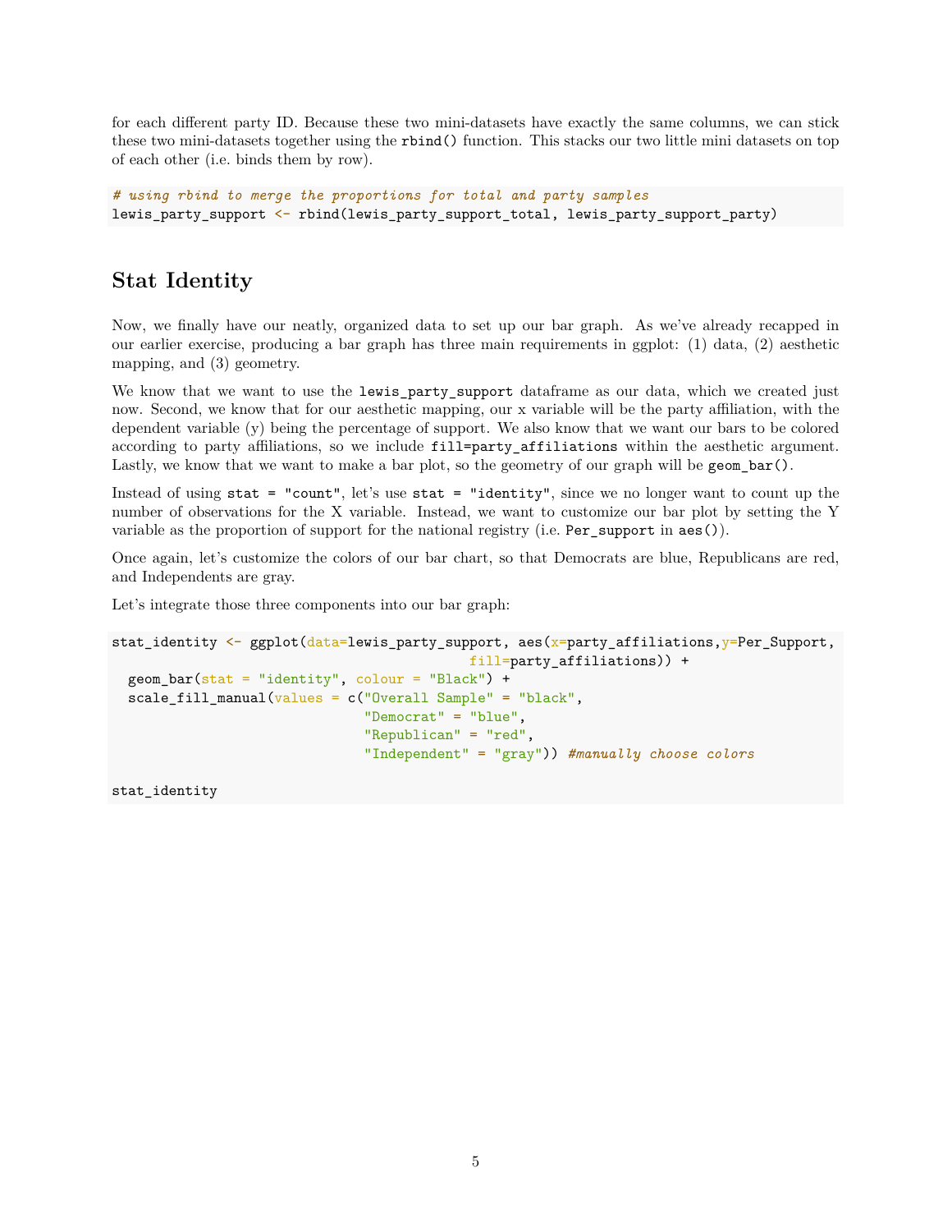for each different party ID. Because these two mini-datasets have exactly the same columns, we can stick these two mini-datasets together using the `rbind()` function. This stacks our two little mini datasets on top of each other (i.e. binds them by row).

```
# using rbind to merge the proportions for total and party samples
lewis_party_support <- rbind(lewis_party_support_total, lewis_party_support_party)
```

## Stat Identity

Now, we finally have our neatly, organized data to set up our bar graph. As we've already recapped in our earlier exercise, producing a bar graph has three main requirements in ggplot: (1) data, (2) aesthetic mapping, and (3) geometry.

We know that we want to use the `lewis_party_support` dataframe as our data, which we created just now. Second, we know that for our aesthetic mapping, our x variable will be the party affiliation, with the dependent variable (y) being the percentage of support. We also know that we want our bars to be colored according to party affiliations, so we include `fill=party_affiliations` within the aesthetic argument. Lastly, we know that we want to make a bar plot, so the geometry of our graph will be `geom_bar()`.

Instead of using `stat = "count"`, let's use `stat = "identity"`, since we no longer want to count up the number of observations for the X variable. Instead, we want to customize our bar plot by setting the Y variable as the proportion of support for the national registry (i.e. `Per_support` in `aes()`).

Once again, let's customize the colors of our bar chart, so that Democrats are blue, Republicans are red, and Independents are gray.

Let's integrate those three components into our bar graph:

```
stat_identity <- ggplot(data=lewis_party_support, aes(x=party_affiliations,y=Per_Support,
                                            fill=party_affiliations)) +
  geom_bar(stat = "identity", colour = "Black") +
  scale_fill_manual(values = c("Overall Sample" = "black",
                               "Democrat" = "blue",
                               "Republican" = "red",
                               "Independent" = "gray")) #manually choose colors

stat_identity
```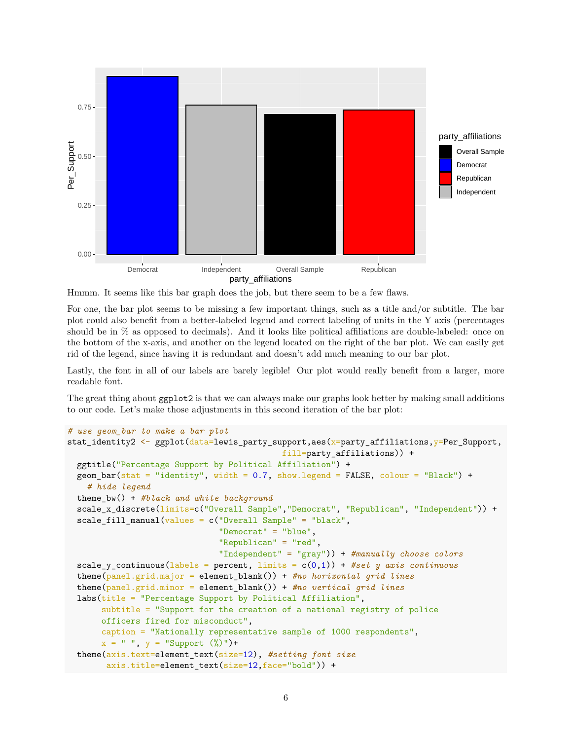Hmmm. It seems like this bar graph does the job, but there seem to be a few flaws.

For one, the bar plot seems to be missing a few important things, such as a title and/or subtitle. The bar plot could also benefit from a better-labeled legend and correct labeling of units in the Y axis (percentages should be in % as opposed to decimals). And it looks like political affiliations are double-labeled: once on the bottom of the x-axis, and another on the legend located on the right of the bar plot. We can easily get rid of the legend, since having it is redundant and doesn't add much meaning to our bar plot.

Lastly, the font in all of our labels are barely legible! Our plot would really benefit from a larger, more readable font.

The great thing about `ggplot2` is that we can always make our graphs look better by making small additions to our code. Let's make those adjustments in this second iteration of the bar plot:

```
# use geom_bar to make a bar plot
stat_identity2 <- ggplot(data=lewis_party_support,aes(x=party_affiliations,y=Per_Support,
                                        fill=party_affiliations)) +
  ggtitle("Percentage Support by Political Affiliation") +
  geom_bar(stat = "identity", width = 0.7, show.legend = FALSE, colour = "Black") +
    # hide legend
  theme_bw() + #black and white background
  scale_x_discrete(limits=c("Overall Sample","Democrat", "Republican", "Independent")) +
  scale_fill_manual(values = c("Overall Sample" = "black",
                              "Democrat" = "blue",
                              "Republican" = "red",
                              "Independent" = "gray")) + #manually choose colors
  scale_y_continuous(labels = percent, limits = c(0,1)) + #set y axis continuous
  theme(panel.grid.major = element_blank()) + #no horizontal grid lines
  theme(panel.grid.minor = element_blank()) + #no vertical grid lines
  labs(title = "Percentage Support by Political Affiliation",
       subtitle = "Support for the creation of a national registry of police
       officers fired for misconduct",
       caption = "Nationally representative sample of 1000 respondents",
       x = " ", y = "Support (%)")+
  theme(axis.text=element_text(size=12), #setting font size
        axis.title=element_text(size=12,face="bold")) +
```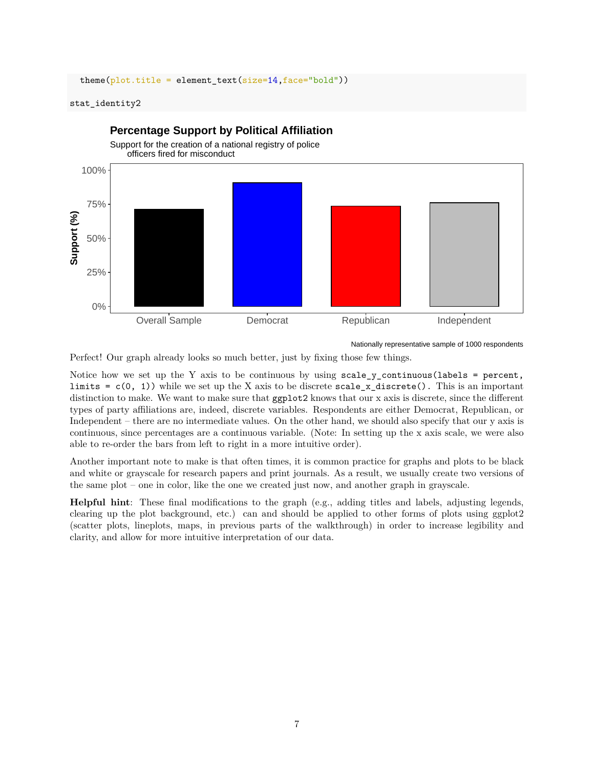```
  theme(plot.title = element_text(size=14,face="bold"))
```

```
stat_identity2
```

Percentage Support by Political Affiliation

Support for the creation of a national registry of police officers fired for misconduct

Support (%)

100%

75%

50%

25%

0%

Overall Sample

Democrat

Republican

Independent

Nationally representative sample of 1000 respondents

Perfect! Our graph already looks so much better, just by fixing those few things.

Notice how we set up the Y axis to be continuous by using `scale_y_continuous(labels = percent, limits = c(0, 1))` while we set up the X axis to be discrete `scale_x_discrete()`. This is an important distinction to make. We want to make sure that `ggplot2` knows that our x axis is discrete, since the different types of party affiliations are, indeed, discrete variables. Respondents are either Democrat, Republican, or Independent – there are no intermediate values. On the other hand, we should also specify that our y axis is continuous, since percentages are a continuous variable. (Note: In setting up the x axis scale, we were also able to re-order the bars from left to right in a more intuitive order).

Another important note to make is that often times, it is common practice for graphs and plots to be black and white or grayscale for research papers and print journals. As a result, we usually create two versions of the same plot – one in color, like the one we created just now, and another graph in grayscale.

**Helpful hint**: These final modifications to the graph (e.g., adding titles and labels, adjusting legends, clearing up the plot background, etc.) can and should be applied to other forms of plots using ggplot2 (scatter plots, lineplots, maps, in previous parts of the walkthrough) in order to increase legibility and clarity, and allow for more intuitive interpretation of our data.